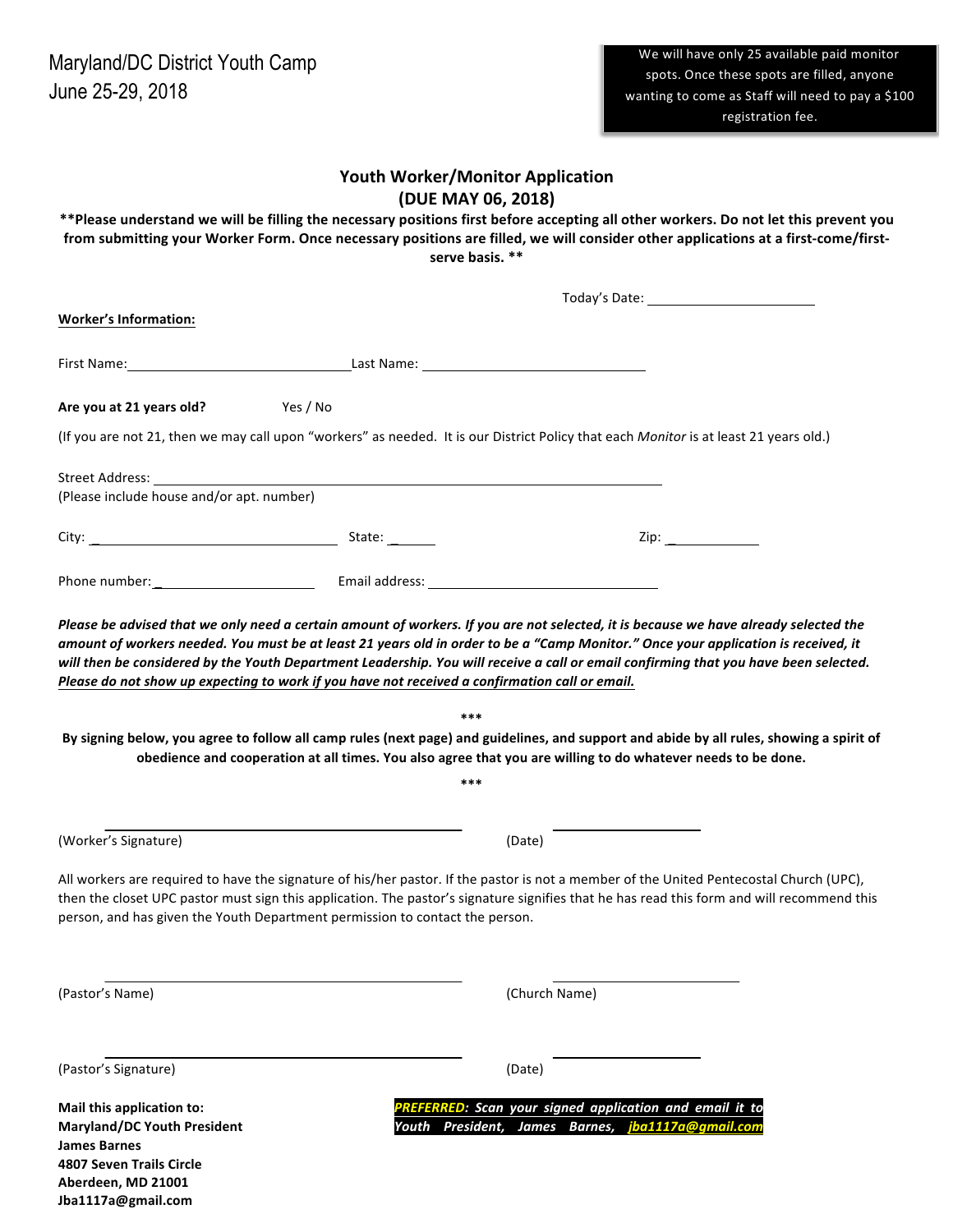Maryland/DC District Youth Camp
June 25-29, 2018

> We will have only 25 available paid monitor spots. Once these spots are filled, anyone wanting to come as Staff will need to pay a $100 registration fee.

## Youth Worker/Monitor Application
## (DUE MAY 06, 2018)

**\*\*Please understand we will be filling the necessary positions first before accepting all other workers. Do not let this prevent you from submitting your Worker Form. Once necessary positions are filled, we will consider other applications at a first-come/first-serve basis. \*\***

Today's Date: ______________________

**Worker's Information:**

First Name: ______________________________ Last Name: ______________________________

**Are you at 21 years old?** Yes / No

(If you are not 21, then we may call upon "workers" as needed. It is our District Policy that each *Monitor* is at least 21 years old.)

Street Address: ______________________________________________________________________
(Please include house and/or apt. number)

City: ________________________________ State: ______ Zip: _____________

Phone number: _____________________ Email address: ______________________________

***Please be advised that we only need a certain amount of workers. If you are not selected, it is because we have already selected the amount of workers needed. You must be at least 21 years old in order to be a "Camp Monitor." Once your application is received, it will then be considered by the Youth Department Leadership. You will receive a call or email confirming that you have been selected. <u>Please do not show up expecting to work if you have not received a confirmation call or email.</u>***

\*\*\*

**By signing below, you agree to follow all camp rules (next page) and guidelines, and support and abide by all rules, showing a spirit of obedience and cooperation at all times. You also agree that you are willing to do whatever needs to be done.**

\*\*\*

________________________________________ ____________________
(Worker's Signature) (Date)

All workers are required to have the signature of his/her pastor. If the pastor is not a member of the United Pentecostal Church (UPC), then the closet UPC pastor must sign this application. The pastor's signature signifies that he has read this form and will recommend this person, and has given the Youth Department permission to contact the person.

________________________________________ ____________________
(Pastor's Name) (Church Name)

________________________________________ ____________________
(Pastor's Signature) (Date)

**Mail this application to:**
**Maryland/DC Youth President**
**James Barnes**
**4807 Seven Trails Circle**
**Aberdeen, MD 21001**
**Jba1117a@gmail.com**

***PREFERRED: Scan your signed application and email it to Youth President, James Barnes, <u>jba1117a@gmail.com</u>***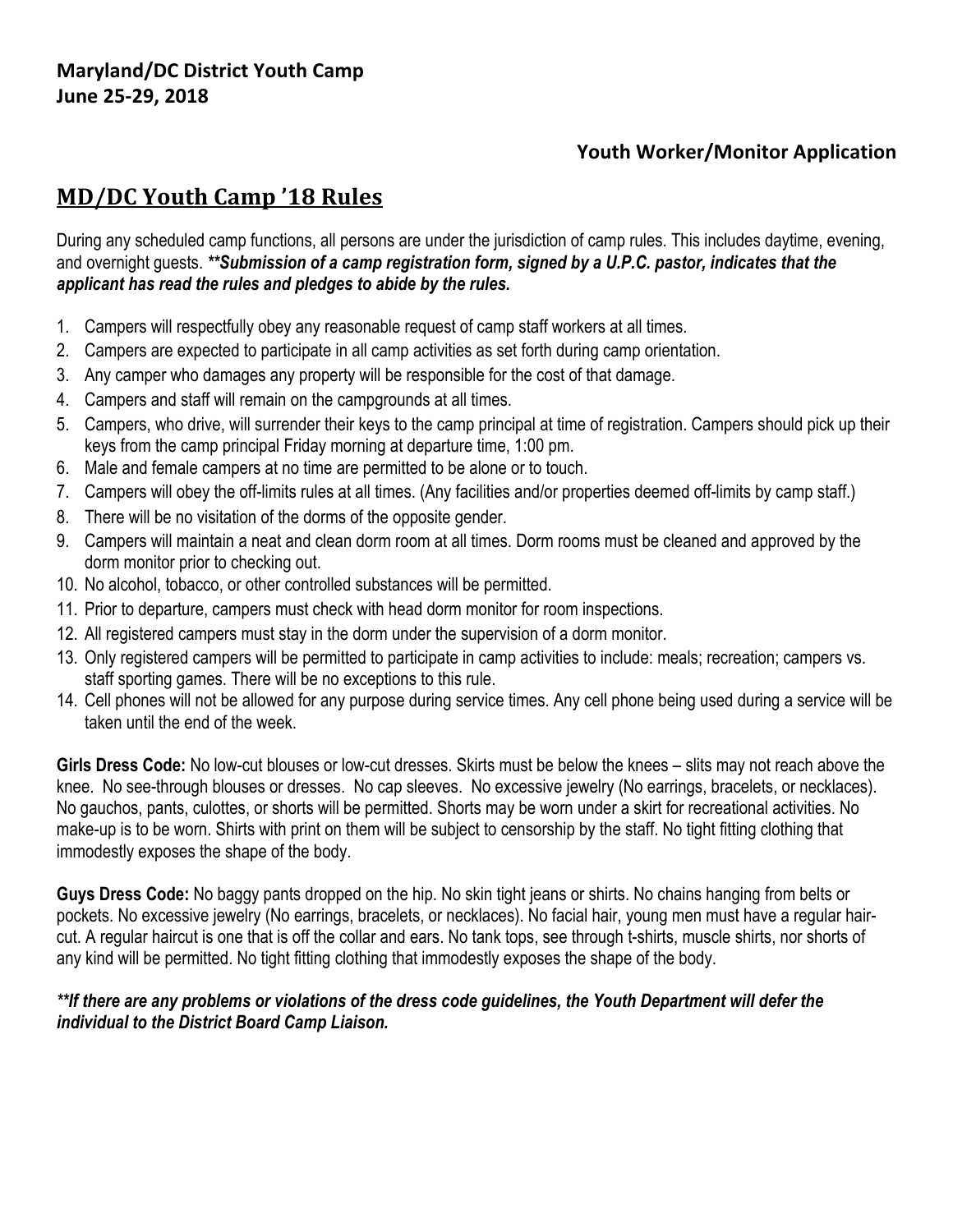**Maryland/DC District Youth Camp**
**June 25-29, 2018**

**Youth Worker/Monitor Application**

## MD/DC Youth Camp '18 Rules

During any scheduled camp functions, all persons are under the jurisdiction of camp rules. This includes daytime, evening, and overnight guests. ***\*Submission of a camp registration form, signed by a U.P.C. pastor, indicates that the applicant has read the rules and pledges to abide by the rules.***

1. Campers will respectfully obey any reasonable request of camp staff workers at all times.
2. Campers are expected to participate in all camp activities as set forth during camp orientation.
3. Any camper who damages any property will be responsible for the cost of that damage.
4. Campers and staff will remain on the campgrounds at all times.
5. Campers, who drive, will surrender their keys to the camp principal at time of registration. Campers should pick up their keys from the camp principal Friday morning at departure time, 1:00 pm.
6. Male and female campers at no time are permitted to be alone or to touch.
7. Campers will obey the off-limits rules at all times. (Any facilities and/or properties deemed off-limits by camp staff.)
8. There will be no visitation of the dorms of the opposite gender.
9. Campers will maintain a neat and clean dorm room at all times. Dorm rooms must be cleaned and approved by the dorm monitor prior to checking out.
10. No alcohol, tobacco, or other controlled substances will be permitted.
11. Prior to departure, campers must check with head dorm monitor for room inspections.
12. All registered campers must stay in the dorm under the supervision of a dorm monitor.
13. Only registered campers will be permitted to participate in camp activities to include: meals; recreation; campers vs. staff sporting games. There will be no exceptions to this rule.
14. Cell phones will not be allowed for any purpose during service times. Any cell phone being used during a service will be taken until the end of the week.

**Girls Dress Code:** No low-cut blouses or low-cut dresses. Skirts must be below the knees – slits may not reach above the knee. No see-through blouses or dresses. No cap sleeves. No excessive jewelry (No earrings, bracelets, or necklaces). No gauchos, pants, culottes, or shorts will be permitted. Shorts may be worn under a skirt for recreational activities. No make-up is to be worn. Shirts with print on them will be subject to censorship by the staff. No tight fitting clothing that immodestly exposes the shape of the body.

**Guys Dress Code:** No baggy pants dropped on the hip. No skin tight jeans or shirts. No chains hanging from belts or pockets. No excessive jewelry (No earrings, bracelets, or necklaces). No facial hair, young men must have a regular hair-cut. A regular haircut is one that is off the collar and ears. No tank tops, see through t-shirts, muscle shirts, nor shorts of any kind will be permitted. No tight fitting clothing that immodestly exposes the shape of the body.

***\*If there are any problems or violations of the dress code guidelines, the Youth Department will defer the individual to the District Board Camp Liaison.***